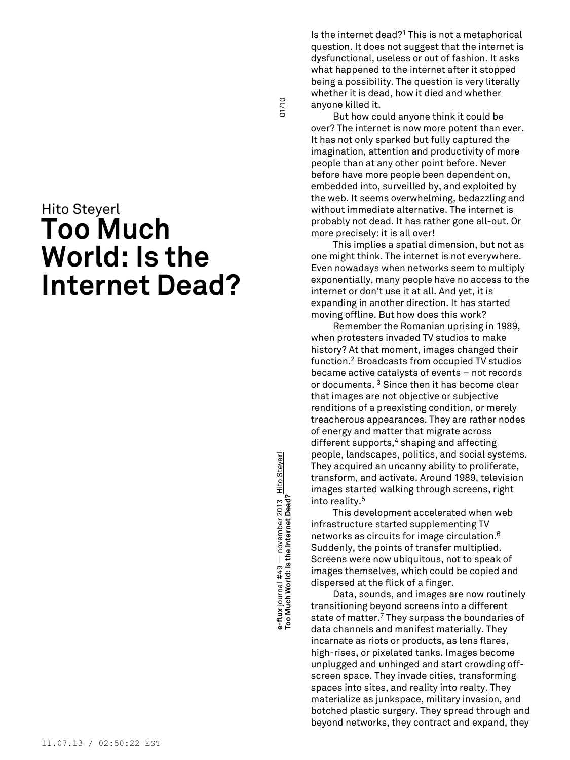Hito Steyerl

# Too Much World: Is the Internet Dead?

Is the internet dead?[1] This is not a metaphorical question. It does not suggest that the internet is dysfunctional, useless or out of fashion. It asks what happened to the internet after it stopped being a possibility. The question is very literally whether it is dead, how it died and whether anyone killed it.

But how could anyone think it could be over? The internet is now more potent than ever. It has not only sparked but fully captured the imagination, attention and productivity of more people than at any other point before. Never before have more people been dependent on, embedded into, surveilled by, and exploited by the web. It seems overwhelming, bedazzling and without immediate alternative. The internet is probably not dead. It has rather gone all-out. Or more precisely: it is all over!

This implies a spatial dimension, but not as one might think. The internet is not everywhere. Even nowadays when networks seem to multiply exponentially, many people have no access to the internet or don't use it at all. And yet, it is expanding in another direction. It has started moving offline. But how does this work?

Remember the Romanian uprising in 1989, when protesters invaded TV studios to make history? At that moment, images changed their function.[2] Broadcasts from occupied TV studios became active catalysts of events – not records or documents. [3] Since then it has become clear that images are not objective or subjective renditions of a preexisting condition, or merely treacherous appearances. They are rather nodes of energy and matter that migrate across different supports,[4] shaping and affecting people, landscapes, politics, and social systems. They acquired an uncanny ability to proliferate, transform, and activate. Around 1989, television images started walking through screens, right into reality.[5]

This development accelerated when web infrastructure started supplementing TV networks as circuits for image circulation.[6] Suddenly, the points of transfer multiplied. Screens were now ubiquitous, not to speak of images themselves, which could be copied and dispersed at the flick of a finger.

Data, sounds, and images are now routinely transitioning beyond screens into a different state of matter.[7] They surpass the boundaries of data channels and manifest materially. They incarnate as riots or products, as lens flares, high-rises, or pixelated tanks. Images become unplugged and unhinged and start crowding off-screen space. They invade cities, transforming spaces into sites, and reality into realty. They materialize as junkspace, military invasion, and botched plastic surgery. They spread through and beyond networks, they contract and expand, they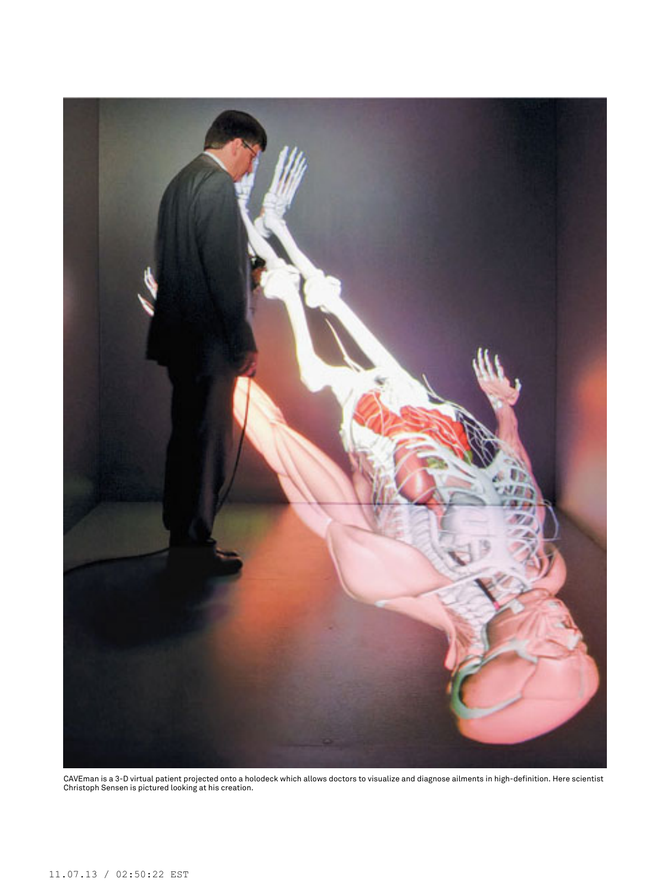CAVEman is a 3-D virtual patient projected onto a holodeck which allows doctors to visualize and diagnose ailments in high-definition. Here scientist Christoph Sensen is pictured looking at his creation.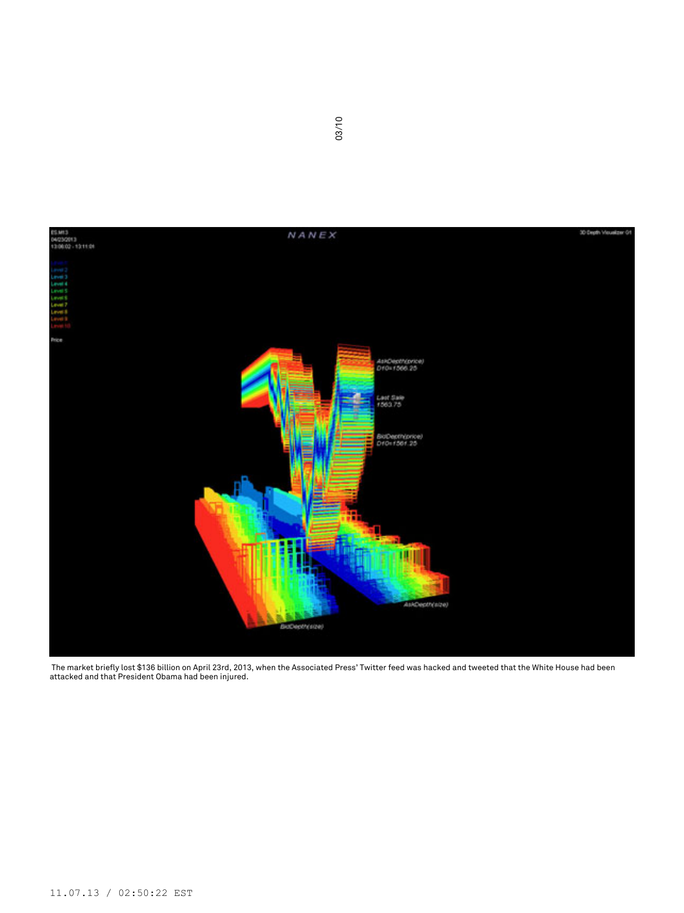The market briefly lost $136 billion on April 23rd, 2013, when the Associated Press' Twitter feed was hacked and tweeted that the White House had been attacked and that President Obama had been injured.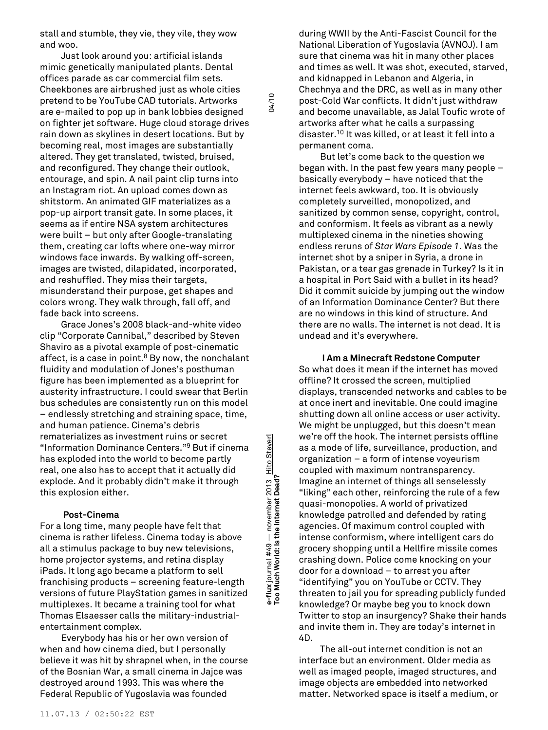stall and stumble, they vie, they vile, they wow and woo.

Just look around you: artificial islands mimic genetically manipulated plants. Dental offices parade as car commercial film sets. Cheekbones are airbrushed just as whole cities pretend to be YouTube CAD tutorials. Artworks are e-mailed to pop up in bank lobbies designed on fighter jet software. Huge cloud storage drives rain down as skylines in desert locations. But by becoming real, most images are substantially altered. They get translated, twisted, bruised, and reconfigured. They change their outlook, entourage, and spin. A nail paint clip turns into an Instagram riot. An upload comes down as shitstorm. An animated GIF materializes as a pop-up airport transit gate. In some places, it seems as if entire NSA system architectures were built – but only after Google-translating them, creating car lofts where one-way mirror windows face inwards. By walking off-screen, images are twisted, dilapidated, incorporated, and reshuffled. They miss their targets, misunderstand their purpose, get shapes and colors wrong. They walk through, fall off, and fade back into screens.

Grace Jones's 2008 black-and-white video clip "Corporate Cannibal," described by Steven Shaviro as a pivotal example of post-cinematic affect, is a case in point.[8] By now, the nonchalant fluidity and modulation of Jones's posthuman figure has been implemented as a blueprint for austerity infrastructure. I could swear that Berlin bus schedules are consistently run on this model – endlessly stretching and straining space, time, and human patience. Cinema's debris rematerializes as investment ruins or secret "Information Dominance Centers."[9] But if cinema has exploded into the world to become partly real, one also has to accept that it actually did explode. And it probably didn't make it through this explosion either.

### Post-Cinema

For a long time, many people have felt that cinema is rather lifeless. Cinema today is above all a stimulus package to buy new televisions, home projector systems, and retina display iPads. It long ago became a platform to sell franchising products – screening feature-length versions of future PlayStation games in sanitized multiplexes. It became a training tool for what Thomas Elsaesser calls the military-industrial-entertainment complex.

Everybody has his or her own version of when and how cinema died, but I personally believe it was hit by shrapnel when, in the course of the Bosnian War, a small cinema in Jajce was destroyed around 1993. This was where the Federal Republic of Yugoslavia was founded during WWII by the Anti-Fascist Council for the National Liberation of Yugoslavia (AVNOJ). I am sure that cinema was hit in many other places and times as well. It was shot, executed, starved, and kidnapped in Lebanon and Algeria, in Chechnya and the DRC, as well as in many other post-Cold War conflicts. It didn't just withdraw and become unavailable, as Jalal Toufic wrote of artworks after what he calls a surpassing disaster.[10] It was killed, or at least it fell into a permanent coma.

But let's come back to the question we began with. In the past few years many people – basically everybody – have noticed that the internet feels awkward, too. It is obviously completely surveilled, monopolized, and sanitized by common sense, copyright, control, and conformism. It feels as vibrant as a newly multiplexed cinema in the nineties showing endless reruns of *Star Wars Episode 1*. Was the internet shot by a sniper in Syria, a drone in Pakistan, or a tear gas grenade in Turkey? Is it in a hospital in Port Said with a bullet in its head? Did it commit suicide by jumping out the window of an Information Dominance Center? But there are no windows in this kind of structure. And there are no walls. The internet is not dead. It is undead and it's everywhere.

### I Am a Minecraft Redstone Computer

So what does it mean if the internet has moved offline? It crossed the screen, multiplied displays, transcended networks and cables to be at once inert and inevitable. One could imagine shutting down all online access or user activity. We might be unplugged, but this doesn't mean we're off the hook. The internet persists offline as a mode of life, surveillance, production, and organization – a form of intense voyeurism coupled with maximum nontransparency. Imagine an internet of things all senselessly "liking" each other, reinforcing the rule of a few quasi-monopolies. A world of privatized knowledge patrolled and defended by rating agencies. Of maximum control coupled with intense conformism, where intelligent cars do grocery shopping until a Hellfire missile comes crashing down. Police come knocking on your door for a download – to arrest you after "identifying" you on YouTube or CCTV. They threaten to jail you for spreading publicly funded knowledge? Or maybe beg you to knock down Twitter to stop an insurgency? Shake their hands and invite them in. They are today's internet in 4D.

The all-out internet condition is not an interface but an environment. Older media as well as imaged people, imaged structures, and image objects are embedded into networked matter. Networked space is itself a medium, or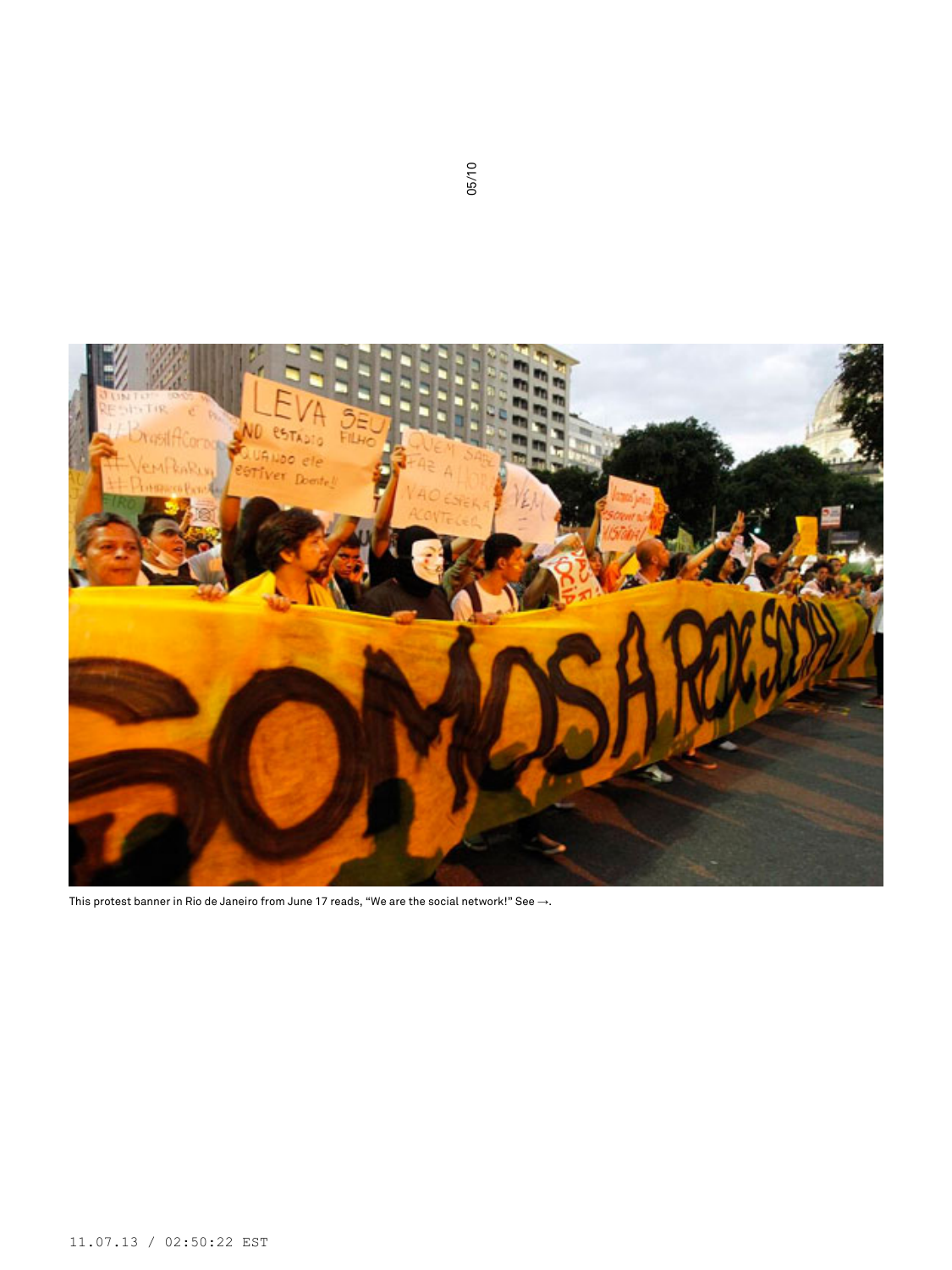This protest banner in Rio de Janeiro from June 17 reads, “We are the social network!” See →.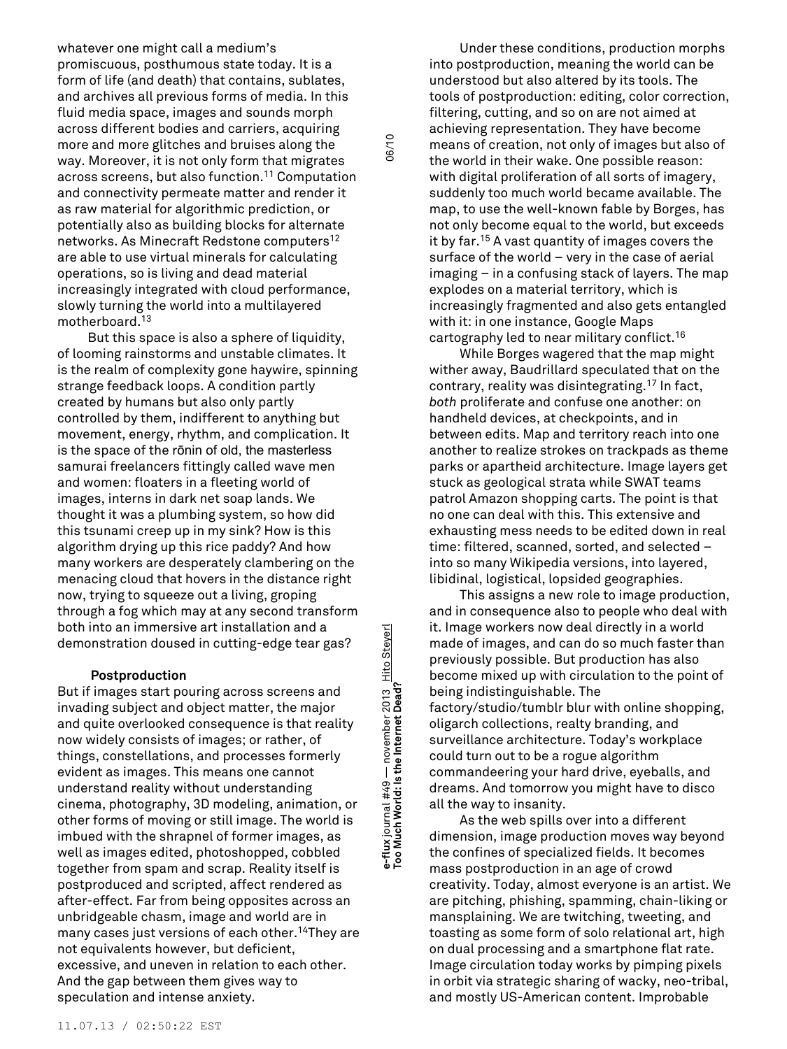whatever one might call a medium's promiscuous, posthumous state today. It is a form of life (and death) that contains, sublates, and archives all previous forms of media. In this fluid media space, images and sounds morph across different bodies and carriers, acquiring more and more glitches and bruises along the way. Moreover, it is not only form that migrates across screens, but also function.[11] Computation and connectivity permeate matter and render it as raw material for algorithmic prediction, or potentially also as building blocks for alternate networks. As Minecraft Redstone computers[12] are able to use virtual minerals for calculating operations, so is living and dead material increasingly integrated with cloud performance, slowly turning the world into a multilayered motherboard.[13]

But this space is also a sphere of liquidity, of looming rainstorms and unstable climates. It is the realm of complexity gone haywire, spinning strange feedback loops. A condition partly created by humans but also only partly controlled by them, indifferent to anything but movement, energy, rhythm, and complication. It is the space of the rōnin of old, the masterless samurai freelancers fittingly called wave men and women: floaters in a fleeting world of images, interns in dark net soap lands. We thought it was a plumbing system, so how did this tsunami creep up in my sink? How is this algorithm drying up this rice paddy? And how many workers are desperately clambering on the menacing cloud that hovers in the distance right now, trying to squeeze out a living, groping through a fog which may at any second transform both into an immersive art installation and a demonstration doused in cutting-edge tear gas?

### Postproduction

But if images start pouring across screens and invading subject and object matter, the major and quite overlooked consequence is that reality now widely consists of images; or rather, of things, constellations, and processes formerly evident as images. This means one cannot understand reality without understanding cinema, photography, 3D modeling, animation, or other forms of moving or still image. The world is imbued with the shrapnel of former images, as well as images edited, photoshopped, cobbled together from spam and scrap. Reality itself is postproduced and scripted, affect rendered as after-effect. Far from being opposites across an unbridgeable chasm, image and world are in many cases just versions of each other.[14] They are not equivalents however, but deficient, excessive, and uneven in relation to each other. And the gap between them gives way to speculation and intense anxiety.

Under these conditions, production morphs into postproduction, meaning the world can be understood but also altered by its tools. The tools of postproduction: editing, color correction, filtering, cutting, and so on are not aimed at achieving representation. They have become means of creation, not only of images but also of the world in their wake. One possible reason: with digital proliferation of all sorts of imagery, suddenly too much world became available. The map, to use the well-known fable by Borges, has not only become equal to the world, but exceeds it by far.[15] A vast quantity of images covers the surface of the world – very in the case of aerial imaging – in a confusing stack of layers. The map explodes on a material territory, which is increasingly fragmented and also gets entangled with it: in one instance, Google Maps cartography led to near military conflict.[16]

While Borges wagered that the map might wither away, Baudrillard speculated that on the contrary, reality was disintegrating.[17] In fact, *both* proliferate and confuse one another: on handheld devices, at checkpoints, and in between edits. Map and territory reach into one another to realize strokes on trackpads as theme parks or apartheid architecture. Image layers get stuck as geological strata while SWAT teams patrol Amazon shopping carts. The point is that no one can deal with this. This extensive and exhausting mess needs to be edited down in real time: filtered, scanned, sorted, and selected – into so many Wikipedia versions, into layered, libidinal, logistical, lopsided geographies.

This assigns a new role to image production, and in consequence also to people who deal with it. Image workers now deal directly in a world made of images, and can do so much faster than previously possible. But production has also become mixed up with circulation to the point of being indistinguishable. The factory/studio/tumblr blur with online shopping, oligarch collections, realty branding, and surveillance architecture. Today's workplace could turn out to be a rogue algorithm commandeering your hard drive, eyeballs, and dreams. And tomorrow you might have to disco all the way to insanity.

As the web spills over into a different dimension, image production moves way beyond the confines of specialized fields. It becomes mass postproduction in an age of crowd creativity. Today, almost everyone is an artist. We are pitching, phishing, spamming, chain-liking or mansplaining. We are twitching, tweeting, and toasting as some form of solo relational art, high on dual processing and a smartphone flat rate. Image circulation today works by pimping pixels in orbit via strategic sharing of wacky, neo-tribal, and mostly US-American content. Improbable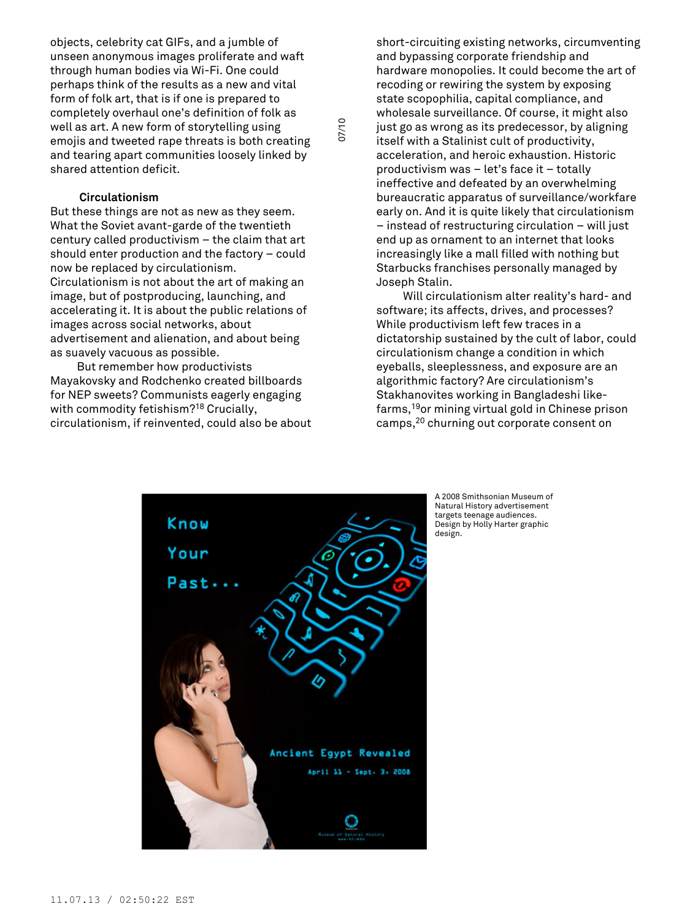objects, celebrity cat GIFs, and a jumble of unseen anonymous images proliferate and waft through human bodies via Wi-Fi. One could perhaps think of the results as a new and vital form of folk art, that is if one is prepared to completely overhaul one's definition of folk as well as art. A new form of storytelling using emojis and tweeted rape threats is both creating and tearing apart communities loosely linked by shared attention deficit.

### Circulationism

But these things are not as new as they seem. What the Soviet avant-garde of the twentieth century called productivism – the claim that art should enter production and the factory – could now be replaced by circulationism. Circulationism is not about the art of making an image, but of postproducing, launching, and accelerating it. It is about the public relations of images across social networks, about advertisement and alienation, and about being as suavely vacuous as possible.

But remember how productivists Mayakovsky and Rodchenko created billboards for NEP sweets? Communists eagerly engaging with commodity fetishism?[18] Crucially, circulationism, if reinvented, could also be about short-circuiting existing networks, circumventing and bypassing corporate friendship and hardware monopolies. It could become the art of recoding or rewiring the system by exposing state scopophilia, capital compliance, and wholesale surveillance. Of course, it might also just go as wrong as its predecessor, by aligning itself with a Stalinist cult of productivity, acceleration, and heroic exhaustion. Historic productivism was – let's face it – totally ineffective and defeated by an overwhelming bureaucratic apparatus of surveillance/workfare early on. And it is quite likely that circulationism – instead of restructuring circulation – will just end up as ornament to an internet that looks increasingly like a mall filled with nothing but Starbucks franchises personally managed by Joseph Stalin.

Will circulationism alter reality's hard- and software; its affects, drives, and processes? While productivism left few traces in a dictatorship sustained by the cult of labor, could circulationism change a condition in which eyeballs, sleeplessness, and exposure are an algorithmic factory? Are circulationism's Stakhanovites working in Bangladeshi like-farms,[19] or mining virtual gold in Chinese prison camps,[20] churning out corporate consent on

A 2008 Smithsonian Museum of Natural History advertisement targets teenage audiences. Design by Holly Harter graphic design.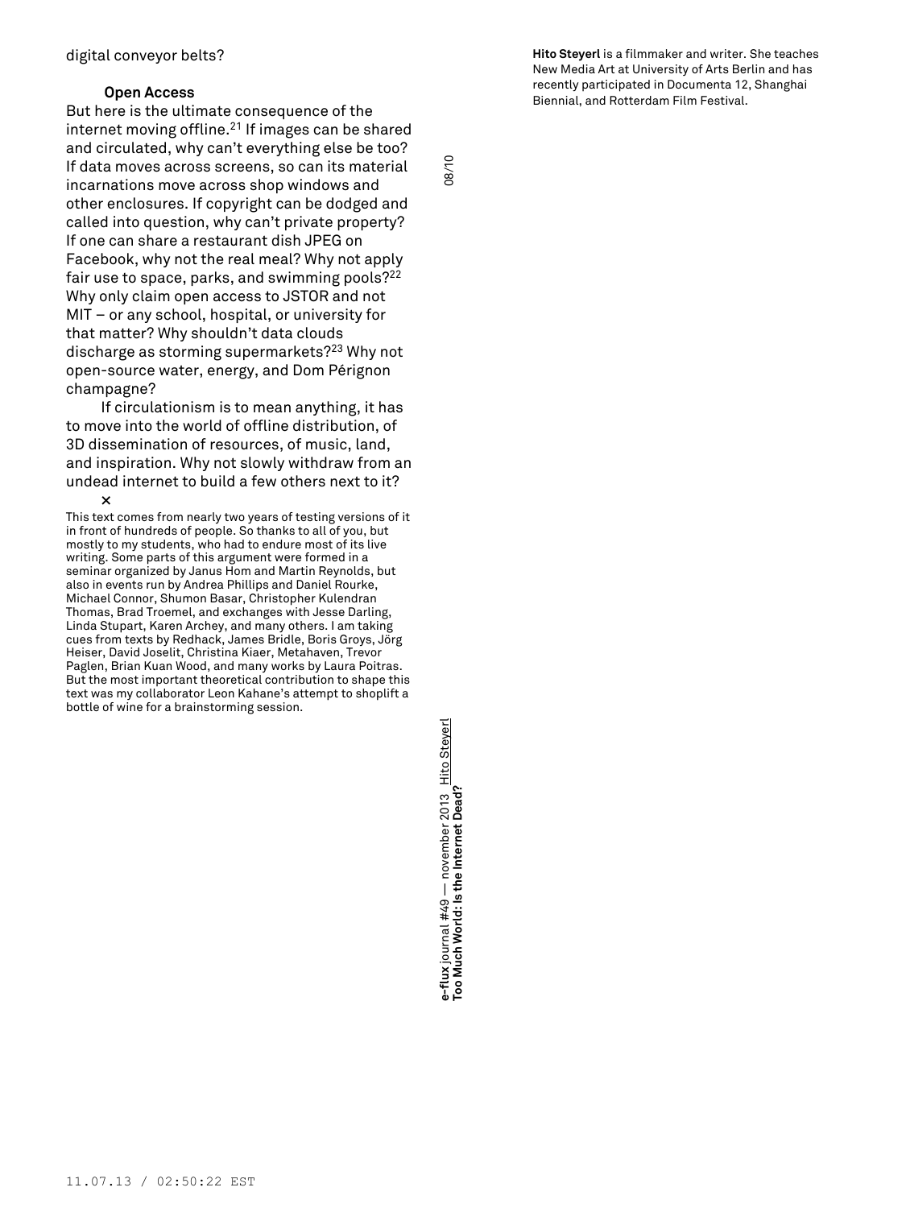digital conveyor belts?

### Open Access

But here is the ultimate consequence of the internet moving offline.[21] If images can be shared and circulated, why can't everything else be too? If data moves across screens, so can its material incarnations move across shop windows and other enclosures. If copyright can be dodged and called into question, why can't private property? If one can share a restaurant dish JPEG on Facebook, why not the real meal? Why not apply fair use to space, parks, and swimming pools?[22] Why only claim open access to JSTOR and not MIT – or any school, hospital, or university for that matter? Why shouldn't data clouds discharge as storming supermarkets?[23] Why not open-source water, energy, and Dom Pérignon champagne?

If circulationism is to mean anything, it has to move into the world of offline distribution, of 3D dissemination of resources, of music, land, and inspiration. Why not slowly withdraw from an undead internet to build a few others next to it?

×

This text comes from nearly two years of testing versions of it in front of hundreds of people. So thanks to all of you, but mostly to my students, who had to endure most of its live writing. Some parts of this argument were formed in a seminar organized by Janus Hom and Martin Reynolds, but also in events run by Andrea Phillips and Daniel Rourke, Michael Connor, Shumon Basar, Christopher Kulendran Thomas, Brad Troemel, and exchanges with Jesse Darling, Linda Stupart, Karen Archey, and many others. I am taking cues from texts by Redhack, James Bridle, Boris Groys, Jörg Heiser, David Joselit, Christina Kiaer, Metahaven, Trevor Paglen, Brian Kuan Wood, and many works by Laura Poitras. But the most important theoretical contribution to shape this text was my collaborator Leon Kahane's attempt to shoplift a bottle of wine for a brainstorming session.

**Hito Steyerl** is a filmmaker and writer. She teaches New Media Art at University of Arts Berlin and has recently participated in Documenta 12, Shanghai Biennial, and Rotterdam Film Festival.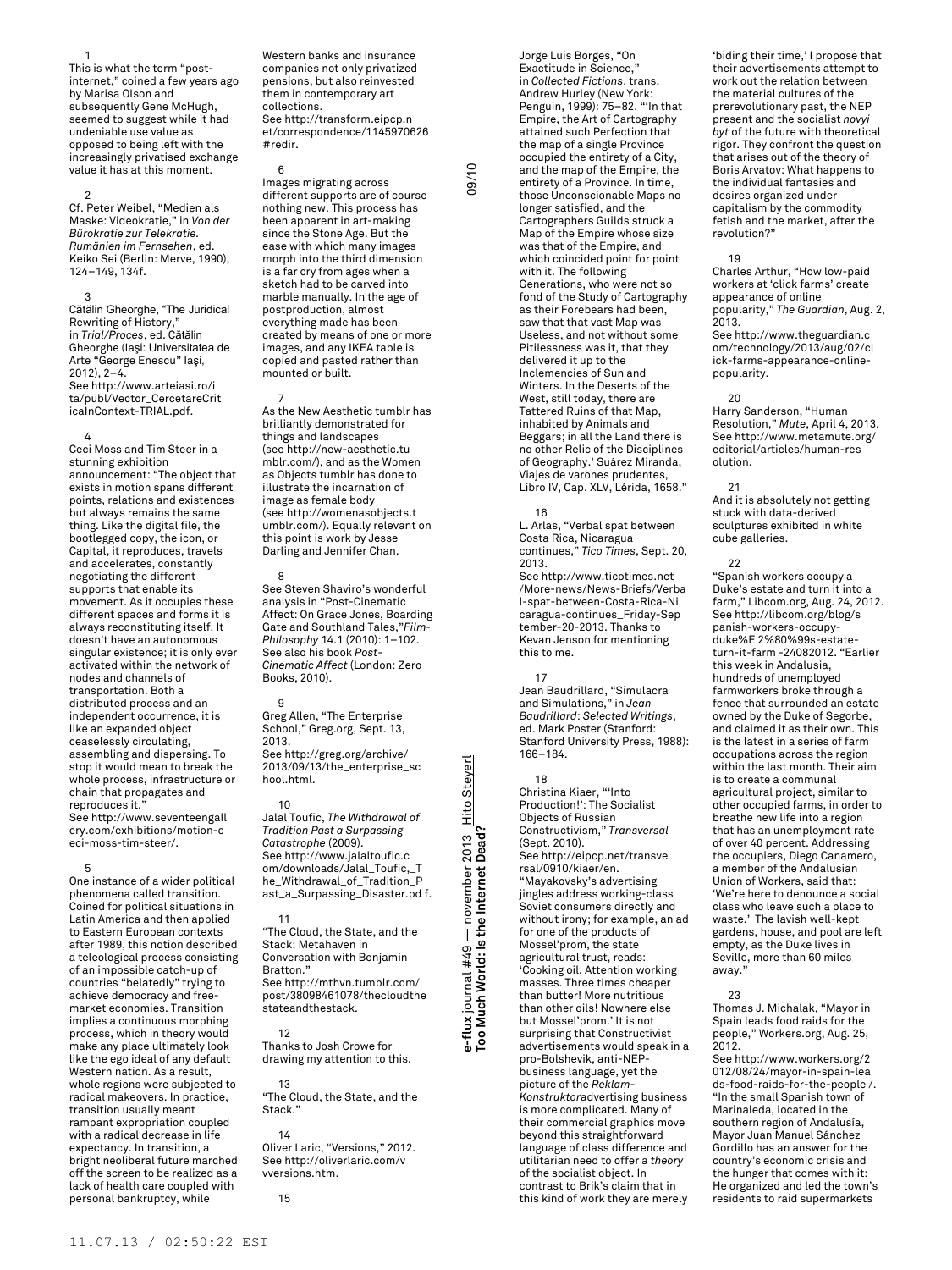1
This is what the term "post-internet," coined a few years ago by Marisa Olson and subsequently Gene McHugh, seemed to suggest while it had undeniable use value as opposed to being left with the increasingly privatised exchange value it has at this moment.

2
Cf. Peter Weibel, "Medien als Maske: Videokratie," in *Von der Bürokratie zur Telekratie. Rumänien im Fernsehen*, ed. Keiko Sei (Berlin: Merve, 1990), 124–149, 134f.

3
Cătălin Gheorghe, "The Juridical Rewriting of History," in *Trial/Proces*, ed. Cătălin Gheorghe (Iaşi: Universitatea de Arte "George Enescu" Iaşi, 2012), 2–4. See http://www.arteiasi.ro/ita/publ/Vector_CercetareCriticalInContext-TRIAL.pdf.

4
Ceci Moss and Tim Steer in a stunning exhibition announcement: "The object that exists in motion spans different points, relations and existences but always remains the same thing. Like the digital file, the bootlegged copy, the icon, or Capital, it reproduces, travels and accelerates, constantly negotiating the different supports that enable its movement. As it occupies these different spaces and forms it is always reconstituting itself. It doesn't have an autonomous singular existence; it is only ever activated within the network of nodes and channels of transportation. Both a distributed process and an independent occurrence, it is like an expanded object ceaselessly circulating, assembling and dispersing. To stop it would mean to break the whole process, infrastructure or chain that propagates and reproduces it." See http://www.seventeengallery.com/exhibitions/motion-ceci-moss-tim-steer/.

5
One instance of a wider political phenomena called transition. Coined for political situations in Latin America and then applied to Eastern European contexts after 1989, this notion described a teleological process consisting of an impossible catch-up of countries "belatedly" trying to achieve democracy and free-market economies. Transition implies a continuous morphing process, which in theory would make any place ultimately look like the ego ideal of any default Western nation. As a result, whole regions were subjected to radical makeovers. In practice, transition usually meant rampant expropriation coupled with a radical decrease in life expectancy. In transition, a bright neoliberal future marched off the screen to be realized as a lack of health care coupled with personal bankruptcy, while Western banks and insurance companies not only privatized pensions, but also reinvested them in contemporary art collections. See http://transform.eipcp.net/correspondence/1145970626#redir.

6
Images migrating across different supports are of course nothing new. This process has been apparent in art-making since the Stone Age. But the ease with which many images morph into the third dimension is a far cry from ages when a sketch had to be carved into marble manually. In the age of postproduction, almost everything made has been created by means of one or more images, and any IKEA table is copied and pasted rather than mounted or built.

7
As the New Aesthetic tumblr has brilliantly demonstrated for things and landscapes (see http://new-aesthetic.tumblr.com/), and as the Women as Objects tumblr has done to illustrate the incarnation of image as female body (see http://womenasobjects.tumblr.com/). Equally relevant on this point is work by Jesse Darling and Jennifer Chan.

8
See Steven Shaviro's wonderful analysis in "Post-Cinematic Affect: On Grace Jones, Boarding Gate and Southland Tales,"*Film-Philosophy* 14.1 (2010): 1–102. See also his book *Post-Cinematic Affect* (London: Zero Books, 2010).

9
Greg Allen, "The Enterprise School," Greg.org, Sept. 13, 2013. See http://greg.org/archive/2013/09/13/the_enterprise_school.html.

10
Jalal Toufic, *The Withdrawal of Tradition Past a Surpassing Catastrophe* (2009). See http://www.jalaltoufic.com/downloads/Jalal_Toufic,_The_Withdrawal_of_Tradition_Past_a_Surpassing_Disaster.pd f.

11
"The Cloud, the State, and the Stack: Metahaven in Conversation with Benjamin Bratton." See http://mthvn.tumblr.com/post/38098461078/thecloudthestateandthestack.

12
Thanks to Josh Crowe for drawing my attention to this.

13
"The Cloud, the State, and the Stack."

14
Oliver Laric, "Versions," 2012. See http://oliverlaric.com/vvversions.htm.

15
Jorge Luis Borges, "On Exactitude in Science," in *Collected Fictions*, trans. Andrew Hurley (New York: Penguin, 1999): 75–82. "'In that Empire, the Art of Cartography attained such Perfection that the map of a single Province occupied the entirety of a City, and the map of the Empire, the entirety of a Province. In time, those Unconscionable Maps no longer satisfied, and the Cartographers Guilds struck a Map of the Empire whose size was that of the Empire, and which coincided point for point with it. The following Generations, who were not so fond of the Study of Cartography as their Forebears had been, saw that that vast Map was Useless, and not without some Pitilessness was it, that they delivered it up to the Inclemencies of Sun and Winters. In the Deserts of the West, still today, there are Tattered Ruins of that Map, inhabited by Animals and Beggars; in all the Land there is no other Relic of the Disciplines of Geography.' Suárez Miranda, Viajes de varones prudentes, Libro IV, Cap. XLV, Lérida, 1658."

16
L. Arlas, "Verbal spat between Costa Rica, Nicaragua continues," *Tico Times*, Sept. 20, 2013. See http://www.ticotimes.net/More-news/News-Briefs/Verbal-spat-between-Costa-Rica-Nicaragua-continues_Friday-September-20-2013. Thanks to Kevan Jenson for mentioning this to me.

17
Jean Baudrillard, "Simulacra and Simulations," in *Jean Baudrillard: Selected Writings*, ed. Mark Poster (Stanford: Stanford University Press, 1988): 166–184.

18
Christina Kiaer, "'Into Production!': The Socialist Objects of Russian Constructivism," *Transversal* (Sept. 2010). See http://eipcp.net/transversal/0910/kiaer/en. "Mayakovsky's advertising jingles address working-class Soviet consumers directly and without irony; for example, an ad for one of the products of Mossel'prom, the state agricultural trust, reads: 'Cooking oil. Attention working masses. Three times cheaper than butter! More nutritious than other oils! Nowhere else but Mossel'prom.' It is not surprising that Constructivist advertisements would speak in a pro-Bolshevik, anti-NEP-business language, yet the picture of the *Reklam-Konstruktor*advertising business is more complicated. Many of their commercial graphics move beyond this straightforward language of class difference and utilitarian need to offer a *theory* of the socialist object. In contrast to Brik's claim that in this kind of work they are merely 'biding their time,' I propose that their advertisements attempt to work out the relation between the material cultures of the prerevolutionary past, the NEP present and the socialist *novyi byt* of the future with theoretical rigor. They confront the question that arises out of the theory of Boris Arvatov: What happens to the individual fantasies and desires organized under capitalism by the commodity fetish and the market, after the revolution?"

19
Charles Arthur, "How low-paid workers at 'click farms' create appearance of online popularity," *The Guardian*, Aug. 2, 2013. See http://www.theguardian.com/technology/2013/aug/02/click-farms-appearance-online-popularity.

20
Harry Sanderson, "Human Resolution," *Mute*, April 4, 2013. See http://www.metamute.org/editorial/articles/human-resolution.

21
And it is absolutely not getting stuck with data-derived sculptures exhibited in white cube galleries.

22
"Spanish workers occupy a Duke's estate and turn it into a farm," Libcom.org, Aug. 24, 2012. See http://libcom.org/blog/spanish-workers-occupy-duke%E 2%80%99s-estate-turn-it-farm -24082012. "Earlier this week in Andalusia, hundreds of unemployed farmworkers broke through a fence that surrounded an estate owned by the Duke of Segorbe, and claimed it as their own. This is the latest in a series of farm occupations across the region within the last month. Their aim is to create a communal agricultural project, similar to other occupied farms, in order to breathe new life into a region that has an unemployment rate of over 40 percent. Addressing the occupiers, Diego Cansamero, a member of the Andalusian Union of Workers, said that: 'We're here to denounce a social class who leave such a place to waste.' The lavish well-kept gardens, house, and pool are left empty, as the Duke lives in Seville, more than 60 miles away."

23
Thomas J. Michalak, "Mayor in Spain leads food raids for the people," Workers.org, Aug. 25, 2012. See http://www.workers.org/2012/08/24/mayor-in-spain-leads-food-raids-for-the-people /. "In the small Spanish town of Marinaleda, located in the southern region of Andalusía, Mayor Juan Manuel Sánchez Gordillo has an answer for the country's economic crisis and the hunger that comes with it: He organized and led the town's residents to raid supermarkets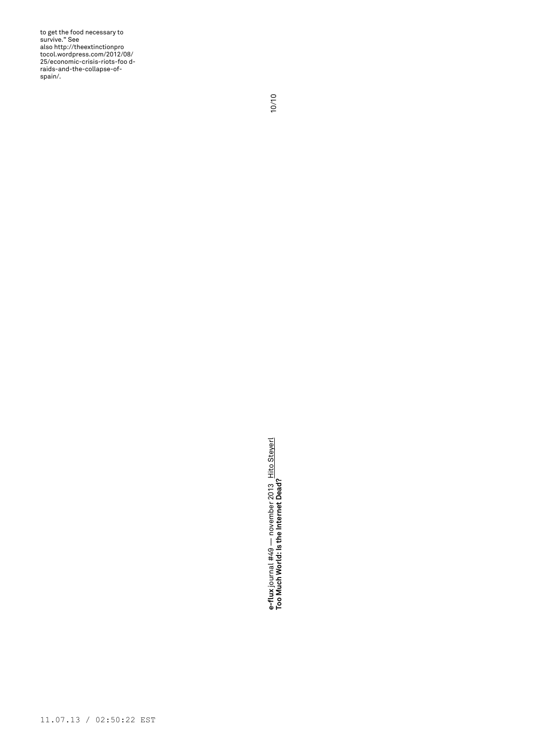to get the food necessary to survive." See also http://theextinctionprotocol.wordpress.com/2012/08/25/economic-crisis-riots-food-raids-and-the-collapse-of-spain/.